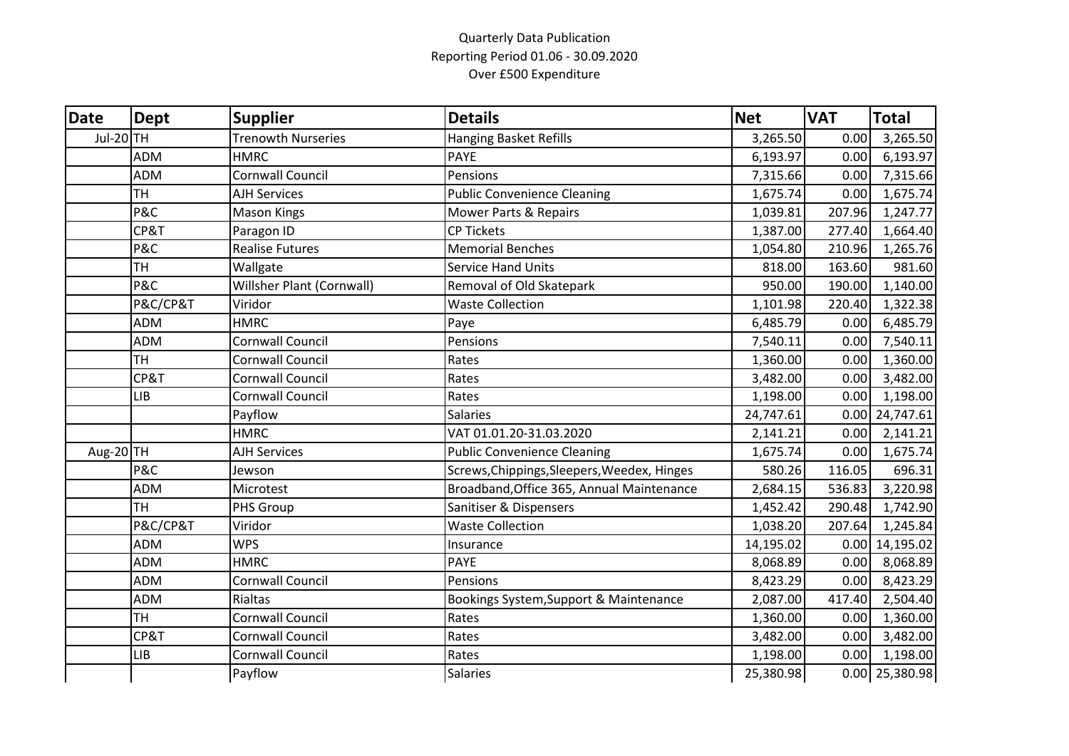Quarterly Data Publication
Reporting Period 01.06 - 30.09.2020
Over £500 Expenditure

| Date | Dept | Supplier | Details | Net | VAT | Total |
|---|---|---|---|---|---|---|
| Jul-20 | TH | Trenowth Nurseries | Hanging Basket Refills | 3,265.50 | 0.00 | 3,265.50 |
| | ADM | HMRC | PAYE | 6,193.97 | 0.00 | 6,193.97 |
| | ADM | Cornwall Council | Pensions | 7,315.66 | 0.00 | 7,315.66 |
| | TH | AJH Services | Public Convenience Cleaning | 1,675.74 | 0.00 | 1,675.74 |
| | P&C | Mason Kings | Mower Parts & Repairs | 1,039.81 | 207.96 | 1,247.77 |
| | CP&T | Paragon ID | CP Tickets | 1,387.00 | 277.40 | 1,664.40 |
| | P&C | Realise Futures | Memorial Benches | 1,054.80 | 210.96 | 1,265.76 |
| | TH | Wallgate | Service Hand Units | 818.00 | 163.60 | 981.60 |
| | P&C | Willsher Plant (Cornwall) | Removal of Old Skatepark | 950.00 | 190.00 | 1,140.00 |
| | P&C/CP&T | Viridor | Waste Collection | 1,101.98 | 220.40 | 1,322.38 |
| | ADM | HMRC | Paye | 6,485.79 | 0.00 | 6,485.79 |
| | ADM | Cornwall Council | Pensions | 7,540.11 | 0.00 | 7,540.11 |
| | TH | Cornwall Council | Rates | 1,360.00 | 0.00 | 1,360.00 |
| | CP&T | Cornwall Council | Rates | 3,482.00 | 0.00 | 3,482.00 |
| | LIB | Cornwall Council | Rates | 1,198.00 | 0.00 | 1,198.00 |
| | | Payflow | Salaries | 24,747.61 | 0.00 | 24,747.61 |
| | | HMRC | VAT 01.01.20-31.03.2020 | 2,141.21 | 0.00 | 2,141.21 |
| Aug-20 | TH | AJH Services | Public Convenience Cleaning | 1,675.74 | 0.00 | 1,675.74 |
| | P&C | Jewson | Screws,Chippings,Sleepers,Weedex, Hinges | 580.26 | 116.05 | 696.31 |
| | ADM | Microtest | Broadband,Office 365, Annual Maintenance | 2,684.15 | 536.83 | 3,220.98 |
| | TH | PHS Group | Sanitiser & Dispensers | 1,452.42 | 290.48 | 1,742.90 |
| | P&C/CP&T | Viridor | Waste Collection | 1,038.20 | 207.64 | 1,245.84 |
| | ADM | WPS | Insurance | 14,195.02 | 0.00 | 14,195.02 |
| | ADM | HMRC | PAYE | 8,068.89 | 0.00 | 8,068.89 |
| | ADM | Cornwall Council | Pensions | 8,423.29 | 0.00 | 8,423.29 |
| | ADM | Rialtas | Bookings System,Support & Maintenance | 2,087.00 | 417.40 | 2,504.40 |
| | TH | Cornwall Council | Rates | 1,360.00 | 0.00 | 1,360.00 |
| | CP&T | Cornwall Council | Rates | 3,482.00 | 0.00 | 3,482.00 |
| | LIB | Cornwall Council | Rates | 1,198.00 | 0.00 | 1,198.00 |
| | | Payflow | Salaries | 25,380.98 | 0.00 | 25,380.98 |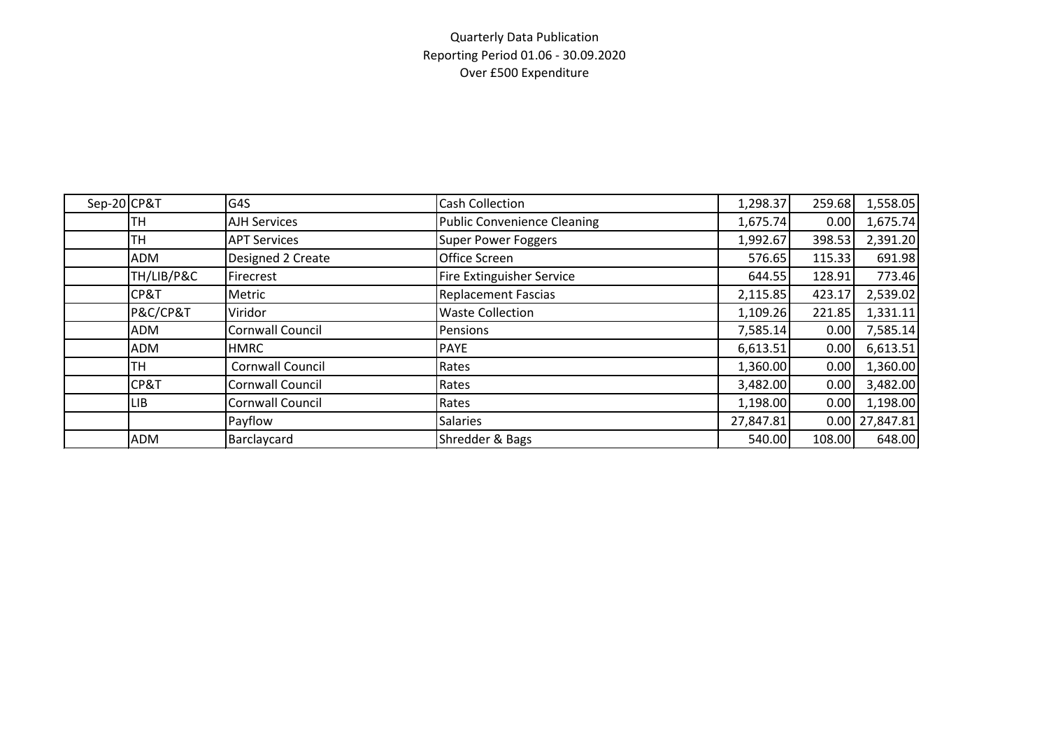Quarterly Data Publication
Reporting Period 01.06 - 30.09.2020
Over £500 Expenditure

| | | | | | | |
|---|---|---|---|---|---|---|
| Sep-20 | CP&T | G4S | Cash Collection | 1,298.37 | 259.68 | 1,558.05 |
| | TH | AJH Services | Public Convenience Cleaning | 1,675.74 | 0.00 | 1,675.74 |
| | TH | APT Services | Super Power Foggers | 1,992.67 | 398.53 | 2,391.20 |
| | ADM | Designed 2 Create | Office Screen | 576.65 | 115.33 | 691.98 |
| | TH/LIB/P&C | Firecrest | Fire Extinguisher Service | 644.55 | 128.91 | 773.46 |
| | CP&T | Metric | Replacement Fascias | 2,115.85 | 423.17 | 2,539.02 |
| | P&C/CP&T | Viridor | Waste Collection | 1,109.26 | 221.85 | 1,331.11 |
| | ADM | Cornwall Council | Pensions | 7,585.14 | 0.00 | 7,585.14 |
| | ADM | HMRC | PAYE | 6,613.51 | 0.00 | 6,613.51 |
| | TH | Cornwall Council | Rates | 1,360.00 | 0.00 | 1,360.00 |
| | CP&T | Cornwall Council | Rates | 3,482.00 | 0.00 | 3,482.00 |
| | LIB | Cornwall Council | Rates | 1,198.00 | 0.00 | 1,198.00 |
| | | Payflow | Salaries | 27,847.81 | 0.00 | 27,847.81 |
| | ADM | Barclaycard | Shredder & Bags | 540.00 | 108.00 | 648.00 |